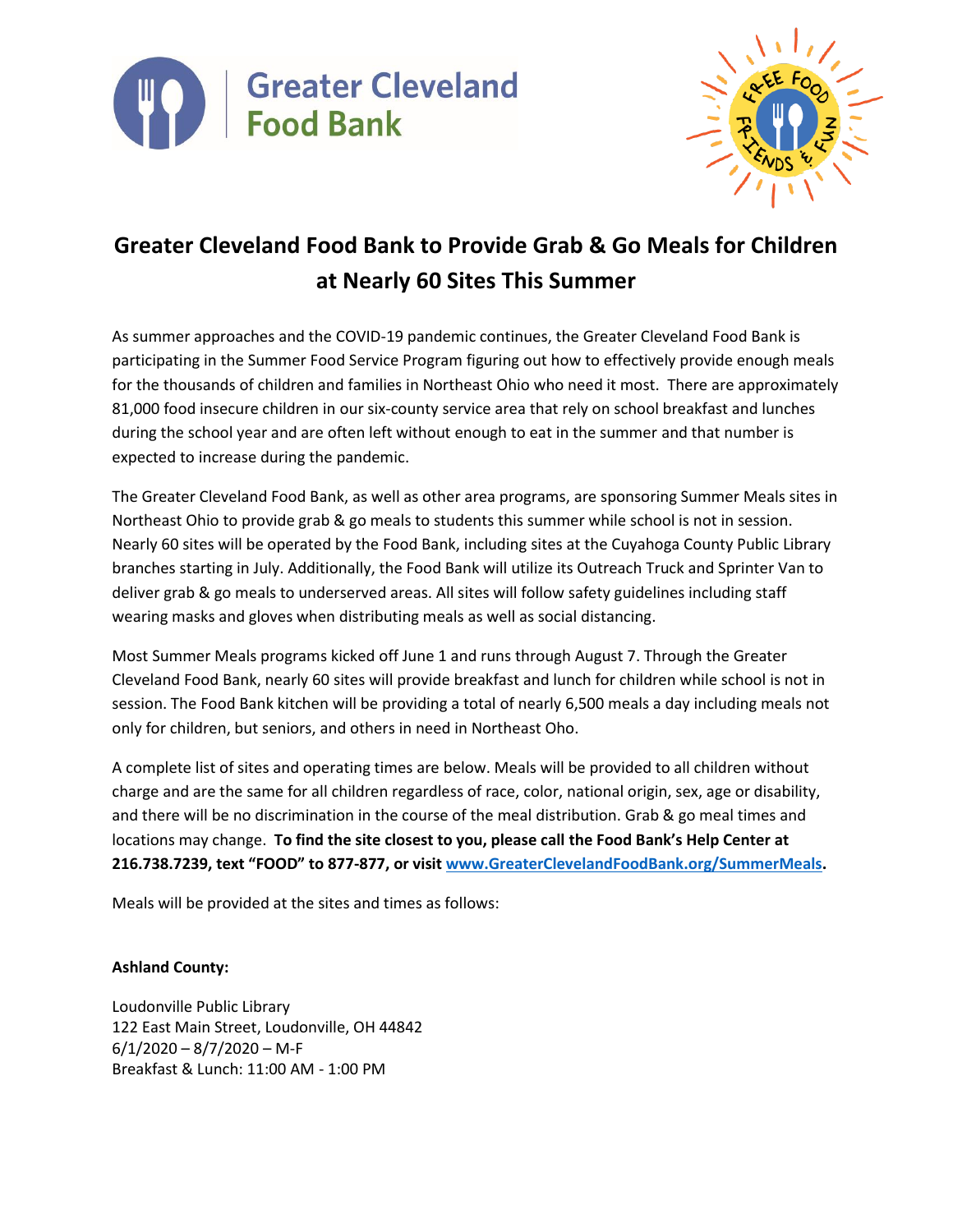Greater Cleveland Food Bank

# Greater Cleveland Food Bank to Provide Grab & Go Meals for Children at Nearly 60 Sites This Summer

As summer approaches and the COVID-19 pandemic continues, the Greater Cleveland Food Bank is participating in the Summer Food Service Program figuring out how to effectively provide enough meals for the thousands of children and families in Northeast Ohio who need it most. There are approximately 81,000 food insecure children in our six-county service area that rely on school breakfast and lunches during the school year and are often left without enough to eat in the summer and that number is expected to increase during the pandemic.

The Greater Cleveland Food Bank, as well as other area programs, are sponsoring Summer Meals sites in Northeast Ohio to provide grab & go meals to students this summer while school is not in session. Nearly 60 sites will be operated by the Food Bank, including sites at the Cuyahoga County Public Library branches starting in July. Additionally, the Food Bank will utilize its Outreach Truck and Sprinter Van to deliver grab & go meals to underserved areas. All sites will follow safety guidelines including staff wearing masks and gloves when distributing meals as well as social distancing.

Most Summer Meals programs kicked off June 1 and runs through August 7. Through the Greater Cleveland Food Bank, nearly 60 sites will provide breakfast and lunch for children while school is not in session. The Food Bank kitchen will be providing a total of nearly 6,500 meals a day including meals not only for children, but seniors, and others in need in Northeast Oho.

A complete list of sites and operating times are below. Meals will be provided to all children without charge and are the same for all children regardless of race, color, national origin, sex, age or disability, and there will be no discrimination in the course of the meal distribution. Grab & go meal times and locations may change. **To find the site closest to you, please call the Food Bank's Help Center at 216.738.7239, text "FOOD" to 877-877, or visit [www.GreaterClevelandFoodBank.org/SummerMeals](www.GreaterClevelandFoodBank.org/SummerMeals).**

Meals will be provided at the sites and times as follows:

**Ashland County:**

Loudonville Public Library
122 East Main Street, Loudonville, OH 44842
6/1/2020 – 8/7/2020 – M-F
Breakfast & Lunch: 11:00 AM - 1:00 PM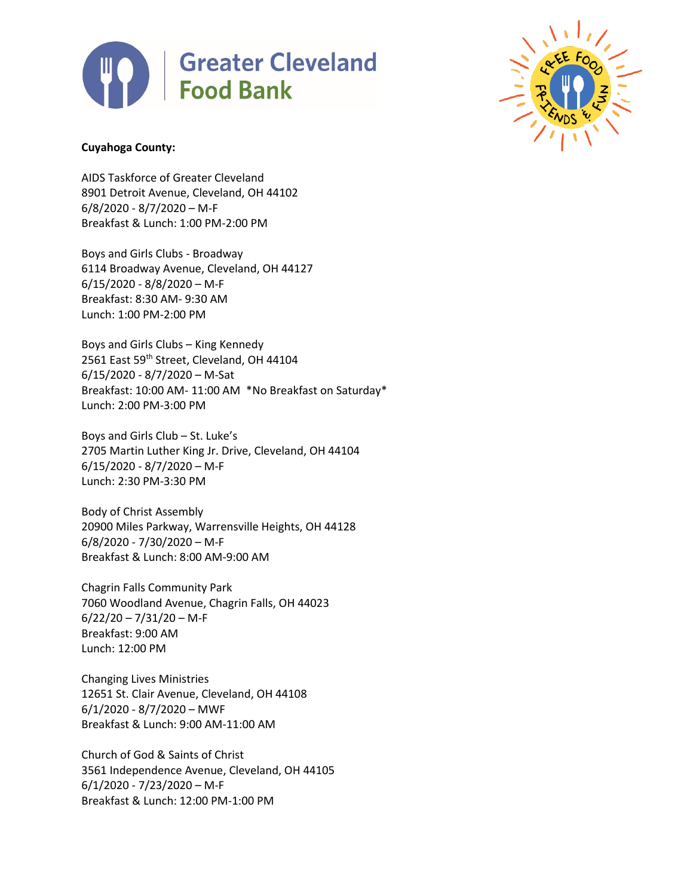Greater Cleveland Food Bank

**Cuyahoga County:**

AIDS Taskforce of Greater Cleveland
8901 Detroit Avenue, Cleveland, OH 44102
6/8/2020 - 8/7/2020 – M-F
Breakfast & Lunch: 1:00 PM-2:00 PM

Boys and Girls Clubs - Broadway
6114 Broadway Avenue, Cleveland, OH 44127
6/15/2020 - 8/8/2020 – M-F
Breakfast: 8:30 AM- 9:30 AM
Lunch: 1:00 PM-2:00 PM

Boys and Girls Clubs – King Kennedy
2561 East 59th Street, Cleveland, OH 44104
6/15/2020 - 8/7/2020 – M-Sat
Breakfast: 10:00 AM- 11:00 AM *No Breakfast on Saturday*
Lunch: 2:00 PM-3:00 PM

Boys and Girls Club – St. Luke's
2705 Martin Luther King Jr. Drive, Cleveland, OH 44104
6/15/2020 - 8/7/2020 – M-F
Lunch: 2:30 PM-3:30 PM

Body of Christ Assembly
20900 Miles Parkway, Warrensville Heights, OH 44128
6/8/2020 - 7/30/2020 – M-F
Breakfast & Lunch: 8:00 AM-9:00 AM

Chagrin Falls Community Park
7060 Woodland Avenue, Chagrin Falls, OH 44023
6/22/20 – 7/31/20 – M-F
Breakfast: 9:00 AM
Lunch: 12:00 PM

Changing Lives Ministries
12651 St. Clair Avenue, Cleveland, OH 44108
6/1/2020 - 8/7/2020 – MWF
Breakfast & Lunch: 9:00 AM-11:00 AM

Church of God & Saints of Christ
3561 Independence Avenue, Cleveland, OH 44105
6/1/2020 - 7/23/2020 – M-F
Breakfast & Lunch: 12:00 PM-1:00 PM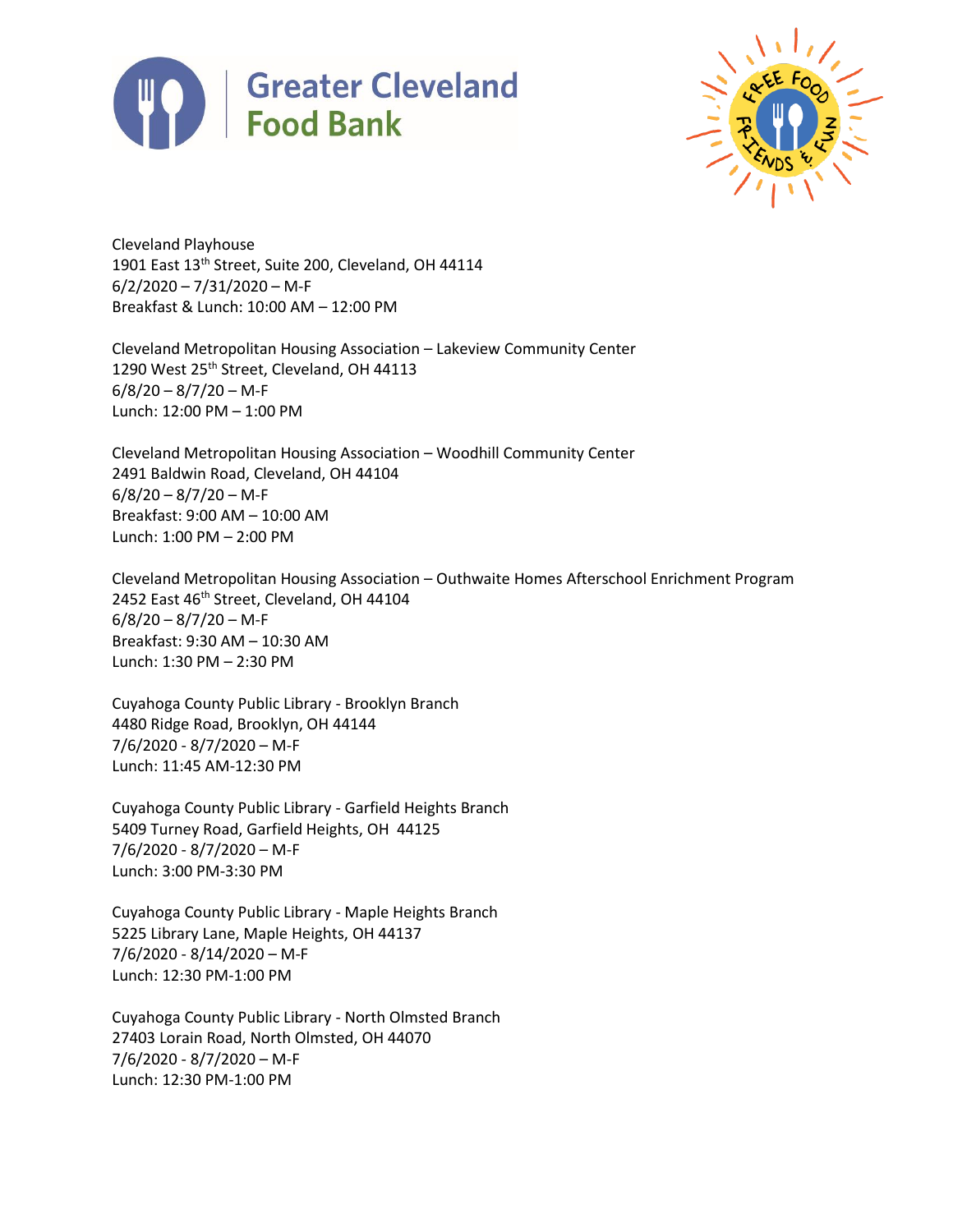Cleveland Playhouse
1901 East 13th Street, Suite 200, Cleveland, OH 44114
6/2/2020 – 7/31/2020 – M-F
Breakfast & Lunch: 10:00 AM – 12:00 PM

Cleveland Metropolitan Housing Association – Lakeview Community Center
1290 West 25th Street, Cleveland, OH 44113
6/8/20 – 8/7/20 – M-F
Lunch: 12:00 PM – 1:00 PM

Cleveland Metropolitan Housing Association – Woodhill Community Center
2491 Baldwin Road, Cleveland, OH 44104
6/8/20 – 8/7/20 – M-F
Breakfast: 9:00 AM – 10:00 AM
Lunch: 1:00 PM – 2:00 PM

Cleveland Metropolitan Housing Association – Outhwaite Homes Afterschool Enrichment Program
2452 East 46th Street, Cleveland, OH 44104
6/8/20 – 8/7/20 – M-F
Breakfast: 9:30 AM – 10:30 AM
Lunch: 1:30 PM – 2:30 PM

Cuyahoga County Public Library - Brooklyn Branch
4480 Ridge Road, Brooklyn, OH 44144
7/6/2020 - 8/7/2020 – M-F
Lunch: 11:45 AM-12:30 PM

Cuyahoga County Public Library - Garfield Heights Branch
5409 Turney Road, Garfield Heights, OH 44125
7/6/2020 - 8/7/2020 – M-F
Lunch: 3:00 PM-3:30 PM

Cuyahoga County Public Library - Maple Heights Branch
5225 Library Lane, Maple Heights, OH 44137
7/6/2020 - 8/14/2020 – M-F
Lunch: 12:30 PM-1:00 PM

Cuyahoga County Public Library - North Olmsted Branch
27403 Lorain Road, North Olmsted, OH 44070
7/6/2020 - 8/7/2020 – M-F
Lunch: 12:30 PM-1:00 PM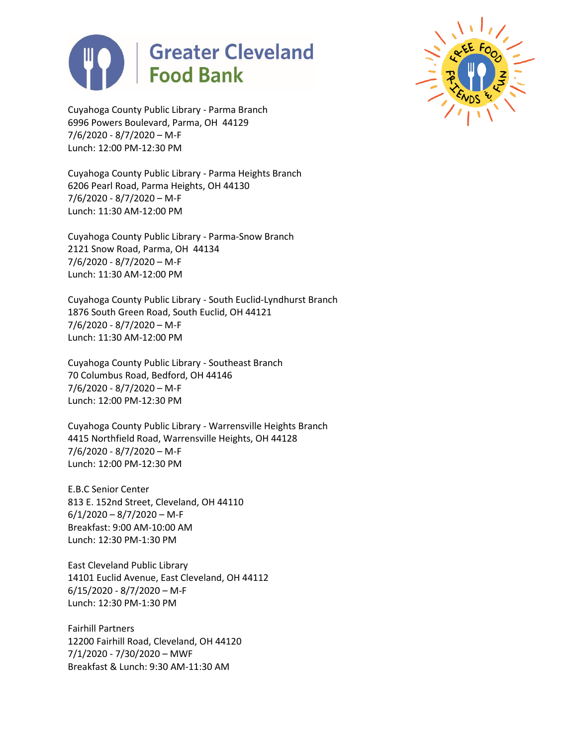Cuyahoga County Public Library - Parma Branch
6996 Powers Boulevard, Parma, OH 44129
7/6/2020 - 8/7/2020 – M-F
Lunch: 12:00 PM-12:30 PM

Cuyahoga County Public Library - Parma Heights Branch
6206 Pearl Road, Parma Heights, OH 44130
7/6/2020 - 8/7/2020 – M-F
Lunch: 11:30 AM-12:00 PM

Cuyahoga County Public Library - Parma-Snow Branch
2121 Snow Road, Parma, OH 44134
7/6/2020 - 8/7/2020 – M-F
Lunch: 11:30 AM-12:00 PM

Cuyahoga County Public Library - South Euclid-Lyndhurst Branch
1876 South Green Road, South Euclid, OH 44121
7/6/2020 - 8/7/2020 – M-F
Lunch: 11:30 AM-12:00 PM

Cuyahoga County Public Library - Southeast Branch
70 Columbus Road, Bedford, OH 44146
7/6/2020 - 8/7/2020 – M-F
Lunch: 12:00 PM-12:30 PM

Cuyahoga County Public Library - Warrensville Heights Branch
4415 Northfield Road, Warrensville Heights, OH 44128
7/6/2020 - 8/7/2020 – M-F
Lunch: 12:00 PM-12:30 PM

E.B.C Senior Center
813 E. 152nd Street, Cleveland, OH 44110
6/1/2020 – 8/7/2020 – M-F
Breakfast: 9:00 AM-10:00 AM
Lunch: 12:30 PM-1:30 PM

East Cleveland Public Library
14101 Euclid Avenue, East Cleveland, OH 44112
6/15/2020 - 8/7/2020 – M-F
Lunch: 12:30 PM-1:30 PM

Fairhill Partners
12200 Fairhill Road, Cleveland, OH 44120
7/1/2020 - 7/30/2020 – MWF
Breakfast & Lunch: 9:30 AM-11:30 AM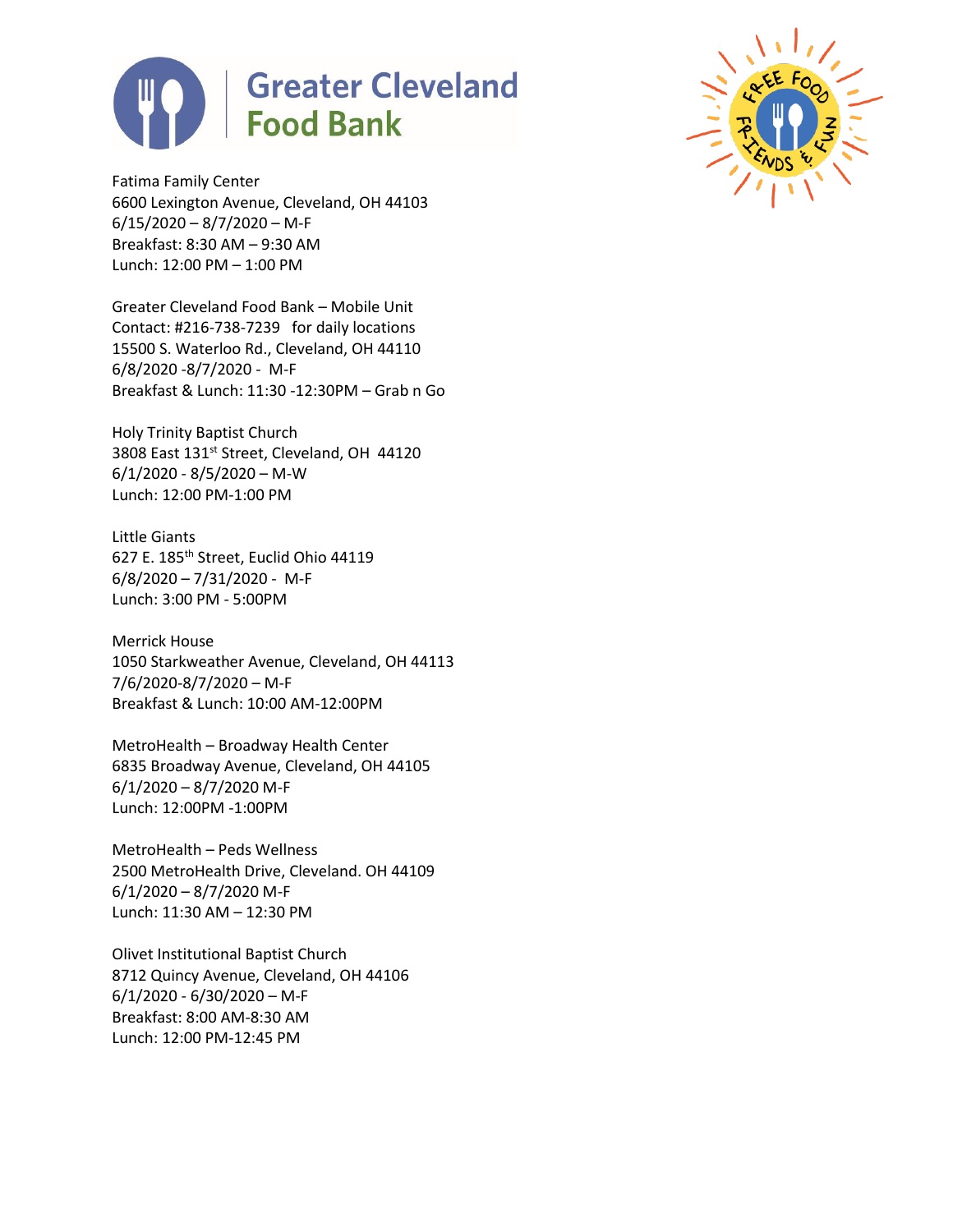Greater Cleveland Food Bank

Fatima Family Center
6600 Lexington Avenue, Cleveland, OH 44103
6/15/2020 – 8/7/2020 – M-F
Breakfast: 8:30 AM – 9:30 AM
Lunch: 12:00 PM – 1:00 PM

Greater Cleveland Food Bank – Mobile Unit
Contact: #216-738-7239 for daily locations
15500 S. Waterloo Rd., Cleveland, OH 44110
6/8/2020 -8/7/2020 - M-F
Breakfast & Lunch: 11:30 -12:30PM – Grab n Go

Holy Trinity Baptist Church
3808 East 131st Street, Cleveland, OH 44120
6/1/2020 - 8/5/2020 – M-W
Lunch: 12:00 PM-1:00 PM

Little Giants
627 E. 185th Street, Euclid Ohio 44119
6/8/2020 – 7/31/2020 - M-F
Lunch: 3:00 PM - 5:00PM

Merrick House
1050 Starkweather Avenue, Cleveland, OH 44113
7/6/2020-8/7/2020 – M-F
Breakfast & Lunch: 10:00 AM-12:00PM

MetroHealth – Broadway Health Center
6835 Broadway Avenue, Cleveland, OH 44105
6/1/2020 – 8/7/2020 M-F
Lunch: 12:00PM -1:00PM

MetroHealth – Peds Wellness
2500 MetroHealth Drive, Cleveland. OH 44109
6/1/2020 – 8/7/2020 M-F
Lunch: 11:30 AM – 12:30 PM

Olivet Institutional Baptist Church
8712 Quincy Avenue, Cleveland, OH 44106
6/1/2020 - 6/30/2020 – M-F
Breakfast: 8:00 AM-8:30 AM
Lunch: 12:00 PM-12:45 PM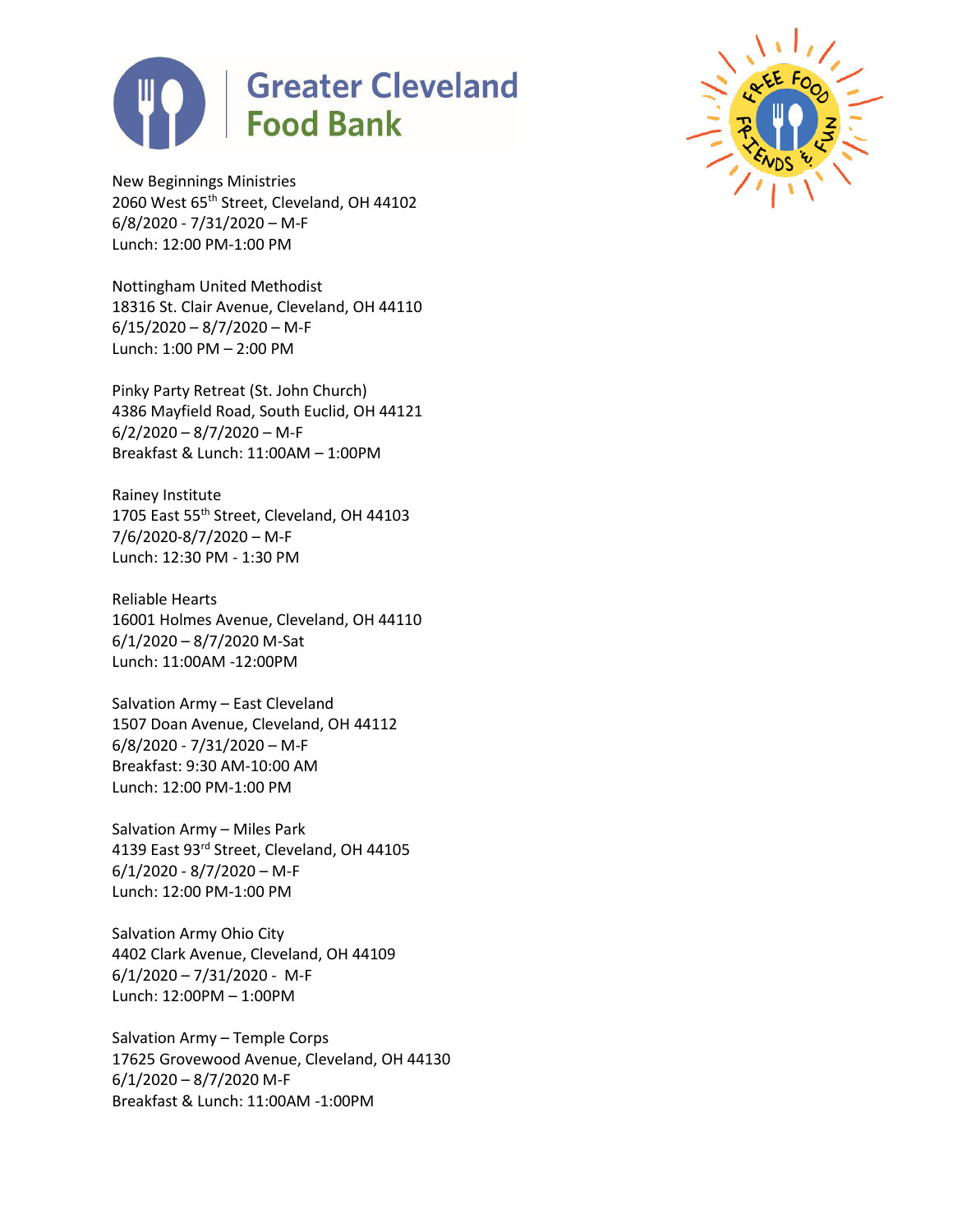Greater Cleveland Food Bank

New Beginnings Ministries
2060 West 65th Street, Cleveland, OH 44102
6/8/2020 - 7/31/2020 – M-F
Lunch: 12:00 PM-1:00 PM

Nottingham United Methodist
18316 St. Clair Avenue, Cleveland, OH 44110
6/15/2020 – 8/7/2020 – M-F
Lunch: 1:00 PM – 2:00 PM

Pinky Party Retreat (St. John Church)
4386 Mayfield Road, South Euclid, OH 44121
6/2/2020 – 8/7/2020 – M-F
Breakfast & Lunch: 11:00AM – 1:00PM

Rainey Institute
1705 East 55th Street, Cleveland, OH 44103
7/6/2020-8/7/2020 – M-F
Lunch: 12:30 PM - 1:30 PM

Reliable Hearts
16001 Holmes Avenue, Cleveland, OH 44110
6/1/2020 – 8/7/2020 M-Sat
Lunch: 11:00AM -12:00PM

Salvation Army – East Cleveland
1507 Doan Avenue, Cleveland, OH 44112
6/8/2020 - 7/31/2020 – M-F
Breakfast: 9:30 AM-10:00 AM
Lunch: 12:00 PM-1:00 PM

Salvation Army – Miles Park
4139 East 93rd Street, Cleveland, OH 44105
6/1/2020 - 8/7/2020 – M-F
Lunch: 12:00 PM-1:00 PM

Salvation Army Ohio City
4402 Clark Avenue, Cleveland, OH 44109
6/1/2020 – 7/31/2020 - M-F
Lunch: 12:00PM – 1:00PM

Salvation Army – Temple Corps
17625 Grovewood Avenue, Cleveland, OH 44130
6/1/2020 – 8/7/2020 M-F
Breakfast & Lunch: 11:00AM -1:00PM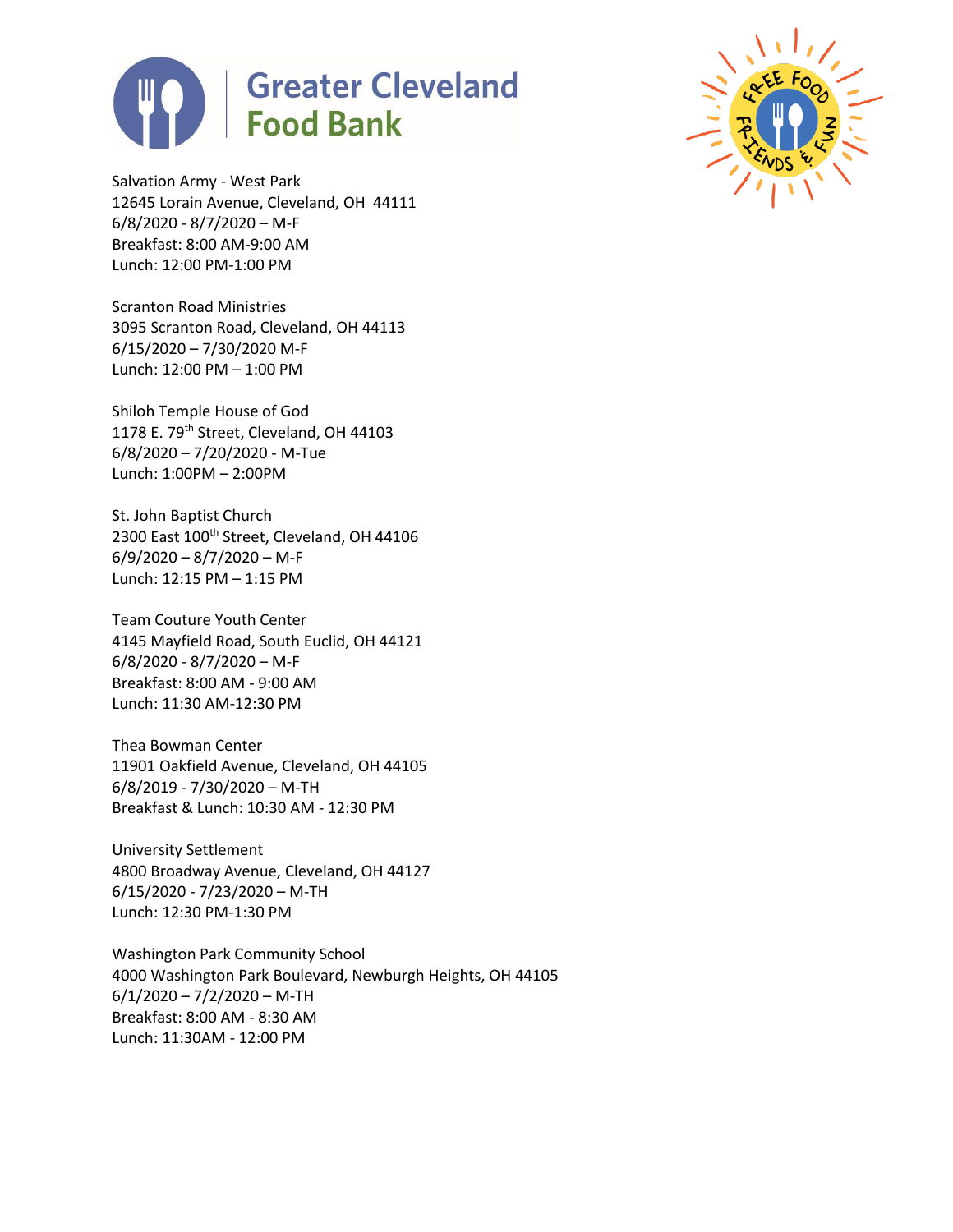Salvation Army - West Park
12645 Lorain Avenue, Cleveland, OH 44111
6/8/2020 - 8/7/2020 – M-F
Breakfast: 8:00 AM-9:00 AM
Lunch: 12:00 PM-1:00 PM

Scranton Road Ministries
3095 Scranton Road, Cleveland, OH 44113
6/15/2020 – 7/30/2020 M-F
Lunch: 12:00 PM – 1:00 PM

Shiloh Temple House of God
1178 E. 79th Street, Cleveland, OH 44103
6/8/2020 – 7/20/2020 - M-Tue
Lunch: 1:00PM – 2:00PM

St. John Baptist Church
2300 East 100th Street, Cleveland, OH 44106
6/9/2020 – 8/7/2020 – M-F
Lunch: 12:15 PM – 1:15 PM

Team Couture Youth Center
4145 Mayfield Road, South Euclid, OH 44121
6/8/2020 - 8/7/2020 – M-F
Breakfast: 8:00 AM - 9:00 AM
Lunch: 11:30 AM-12:30 PM

Thea Bowman Center
11901 Oakfield Avenue, Cleveland, OH 44105
6/8/2019 - 7/30/2020 – M-TH
Breakfast & Lunch: 10:30 AM - 12:30 PM

University Settlement
4800 Broadway Avenue, Cleveland, OH 44127
6/15/2020 - 7/23/2020 – M-TH
Lunch: 12:30 PM-1:30 PM

Washington Park Community School
4000 Washington Park Boulevard, Newburgh Heights, OH 44105
6/1/2020 – 7/2/2020 – M-TH
Breakfast: 8:00 AM - 8:30 AM
Lunch: 11:30AM - 12:00 PM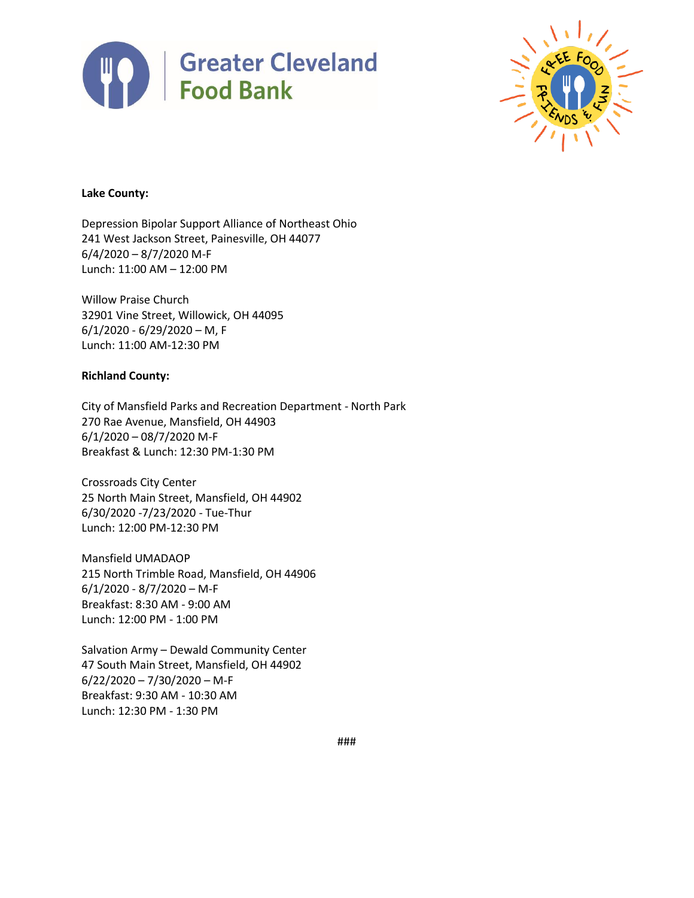**Lake County:**

Depression Bipolar Support Alliance of Northeast Ohio
241 West Jackson Street, Painesville, OH 44077
6/4/2020 – 8/7/2020 M-F
Lunch: 11:00 AM – 12:00 PM

Willow Praise Church
32901 Vine Street, Willowick, OH 44095
6/1/2020 - 6/29/2020 – M, F
Lunch: 11:00 AM-12:30 PM

**Richland County:**

City of Mansfield Parks and Recreation Department - North Park
270 Rae Avenue, Mansfield, OH 44903
6/1/2020 – 08/7/2020 M-F
Breakfast & Lunch: 12:30 PM-1:30 PM

Crossroads City Center
25 North Main Street, Mansfield, OH 44902
6/30/2020 -7/23/2020 - Tue-Thur
Lunch: 12:00 PM-12:30 PM

Mansfield UMADAOP
215 North Trimble Road, Mansfield, OH 44906
6/1/2020 - 8/7/2020 – M-F
Breakfast: 8:30 AM - 9:00 AM
Lunch: 12:00 PM - 1:00 PM

Salvation Army – Dewald Community Center
47 South Main Street, Mansfield, OH 44902
6/22/2020 – 7/30/2020 – M-F
Breakfast: 9:30 AM - 10:30 AM
Lunch: 12:30 PM - 1:30 PM

###